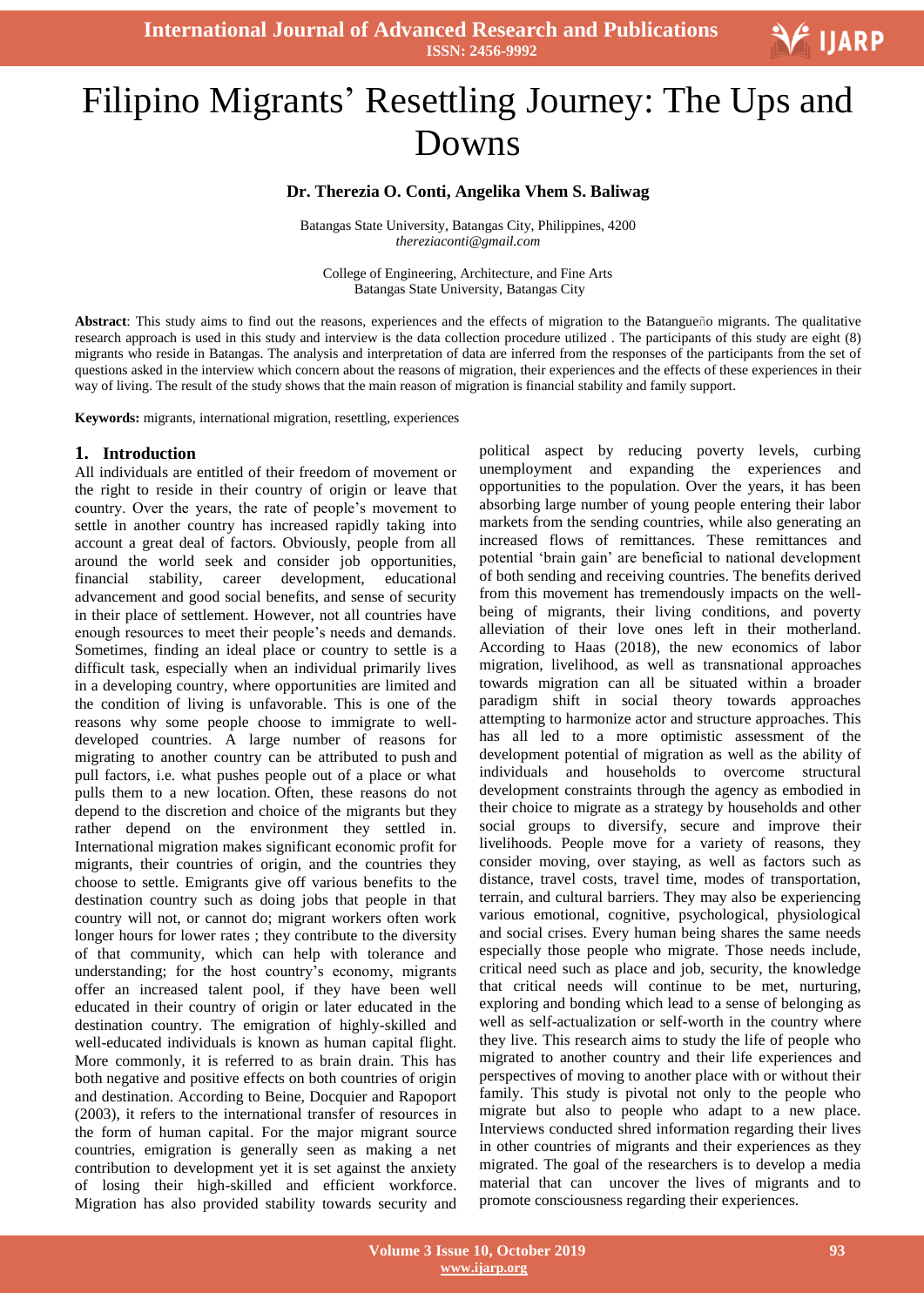# Filipino Migrants' Resettling Journey: The Ups and Downs

**Dr. Therezia O. Conti, Angelika Vhem S. Baliwag**

Batangas State University, Batangas City, Philippines, 4200
*thereziaconti@gmail.com*

College of Engineering, Architecture, and Fine Arts
Batangas State University, Batangas City

**Abstract**: This study aims to find out the reasons, experiences and the effects of migration to the Batangueño migrants. The qualitative research approach is used in this study and interview is the data collection procedure utilized . The participants of this study are eight (8) migrants who reside in Batangas. The analysis and interpretation of data are inferred from the responses of the participants from the set of questions asked in the interview which concern about the reasons of migration, their experiences and the effects of these experiences in their way of living. The result of the study shows that the main reason of migration is financial stability and family support.

**Keywords:** migrants, international migration, resettling, experiences

## 1. Introduction

All individuals are entitled of their freedom of movement or the right to reside in their country of origin or leave that country. Over the years, the rate of people's movement to settle in another country has increased rapidly taking into account a great deal of factors. Obviously, people from all around the world seek and consider job opportunities, financial stability, career development, educational advancement and good social benefits, and sense of security in their place of settlement. However, not all countries have enough resources to meet their people's needs and demands. Sometimes, finding an ideal place or country to settle is a difficult task, especially when an individual primarily lives in a developing country, where opportunities are limited and the condition of living is unfavorable. This is one of the reasons why some people choose to immigrate to well-developed countries. A large number of reasons for migrating to another country can be attributed to push and pull factors, i.e. what pushes people out of a place or what pulls them to a new location. Often, these reasons do not depend to the discretion and choice of the migrants but they rather depend on the environment they settled in. International migration makes significant economic profit for migrants, their countries of origin, and the countries they choose to settle. Emigrants give off various benefits to the destination country such as doing jobs that people in that country will not, or cannot do; migrant workers often work longer hours for lower rates ; they contribute to the diversity of that community, which can help with tolerance and understanding; for the host country's economy, migrants offer an increased talent pool, if they have been well educated in their country of origin or later educated in the destination country. The emigration of highly-skilled and well-educated individuals is known as human capital flight. More commonly, it is referred to as brain drain. This has both negative and positive effects on both countries of origin and destination. According to Beine, Docquier and Rapoport (2003), it refers to the international transfer of resources in the form of human capital. For the major migrant source countries, emigration is generally seen as making a net contribution to development yet it is set against the anxiety of losing their high-skilled and efficient workforce. Migration has also provided stability towards security and political aspect by reducing poverty levels, curbing unemployment and expanding the experiences and opportunities to the population. Over the years, it has been absorbing large number of young people entering their labor markets from the sending countries, while also generating an increased flows of remittances. These remittances and potential 'brain gain' are beneficial to national development of both sending and receiving countries. The benefits derived from this movement has tremendously impacts on the well-being of migrants, their living conditions, and poverty alleviation of their love ones left in their motherland. According to Haas (2018), the new economics of labor migration, livelihood, as well as transnational approaches towards migration can all be situated within a broader paradigm shift in social theory towards approaches attempting to harmonize actor and structure approaches. This has all led to a more optimistic assessment of the development potential of migration as well as the ability of individuals and households to overcome structural development constraints through the agency as embodied in their choice to migrate as a strategy by households and other social groups to diversify, secure and improve their livelihoods. People move for a variety of reasons, they consider moving, over staying, as well as factors such as distance, travel costs, travel time, modes of transportation, terrain, and cultural barriers. They may also be experiencing various emotional, cognitive, psychological, physiological and social crises. Every human being shares the same needs especially those people who migrate. Those needs include, critical need such as place and job, security, the knowledge that critical needs will continue to be met, nurturing, exploring and bonding which lead to a sense of belonging as well as self-actualization or self-worth in the country where they live. This research aims to study the life of people who migrated to another country and their life experiences and perspectives of moving to another place with or without their family. This study is pivotal not only to the people who migrate but also to people who adapt to a new place. Interviews conducted shred information regarding their lives in other countries of migrants and their experiences as they migrated. The goal of the researchers is to develop a media material that can uncover the lives of migrants and to promote consciousness regarding their experiences.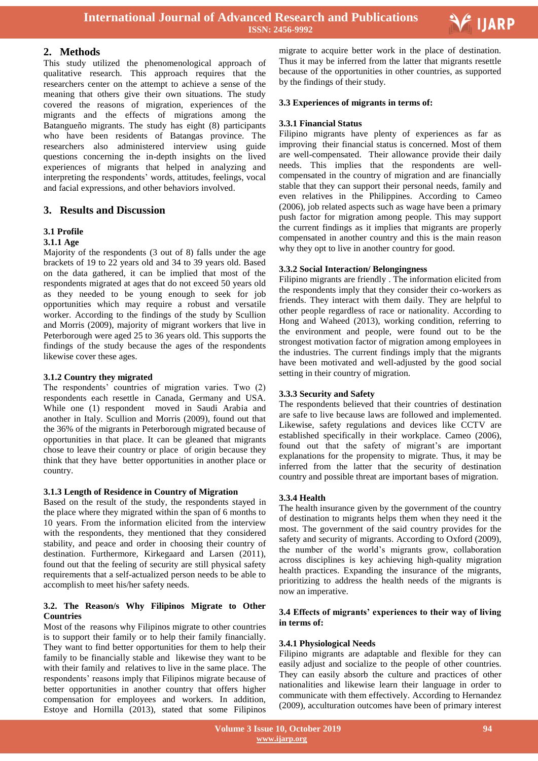## 2. Methods

This study utilized the phenomenological approach of qualitative research. This approach requires that the researchers center on the attempt to achieve a sense of the meaning that others give their own situations. The study covered the reasons of migration, experiences of the migrants and the effects of migrations among the Batangueño migrants. The study has eight (8) participants who have been residents of Batangas province. The researchers also administered interview using guide questions concerning the in-depth insights on the lived experiences of migrants that helped in analyzing and interpreting the respondents' words, attitudes, feelings, vocal and facial expressions, and other behaviors involved.

## 3. Results and Discussion

### 3.1 Profile

#### 3.1.1 Age

Majority of the respondents (3 out of 8) falls under the age brackets of 19 to 22 years old and 34 to 39 years old. Based on the data gathered, it can be implied that most of the respondents migrated at ages that do not exceed 50 years old as they needed to be young enough to seek for job opportunities which may require a robust and versatile worker. According to the findings of the study by Scullion and Morris (2009), majority of migrant workers that live in Peterborough were aged 25 to 36 years old. This supports the findings of the study because the ages of the respondents likewise cover these ages.

#### 3.1.2 Country they migrated

The respondents' countries of migration varies. Two (2) respondents each resettle in Canada, Germany and USA. While one (1) respondent moved in Saudi Arabia and another in Italy. Scullion and Morris (2009), found out that the 36% of the migrants in Peterborough migrated because of opportunities in that place. It can be gleaned that migrants chose to leave their country or place of origin because they think that they have better opportunities in another place or country.

#### 3.1.3 Length of Residence in Country of Migration

Based on the result of the study, the respondents stayed in the place where they migrated within the span of 6 months to 10 years. From the information elicited from the interview with the respondents, they mentioned that they considered stability, and peace and order in choosing their country of destination. Furthermore, Kirkegaard and Larsen (2011), found out that the feeling of security are still physical safety requirements that a self-actualized person needs to be able to accomplish to meet his/her safety needs.

### 3.2. The Reason/s Why Filipinos Migrate to Other Countries

Most of the reasons why Filipinos migrate to other countries is to support their family or to help their family financially. They want to find better opportunities for them to help their family to be financially stable and likewise they want to be with their family and relatives to live in the same place. The respondents' reasons imply that Filipinos migrate because of better opportunities in another country that offers higher compensation for employees and workers. In addition, Estoye and Hornilla (2013), stated that some Filipinos migrate to acquire better work in the place of destination. Thus it may be inferred from the latter that migrants resettle because of the opportunities in other countries, as supported by the findings of their study.

### 3.3 Experiences of migrants in terms of:

#### 3.3.1 Financial Status

Filipino migrants have plenty of experiences as far as improving their financial status is concerned. Most of them are well-compensated. Their allowance provide their daily needs. This implies that the respondents are well-compensated in the country of migration and are financially stable that they can support their personal needs, family and even relatives in the Philippines. According to Cameo (2006), job related aspects such as wage have been a primary push factor for migration among people. This may support the current findings as it implies that migrants are properly compensated in another country and this is the main reason why they opt to live in another country for good.

#### 3.3.2 Social Interaction/ Belongingness

Filipino migrants are friendly . The information elicited from the respondents imply that they consider their co-workers as friends. They interact with them daily. They are helpful to other people regardless of race or nationality. According to Hong and Waheed (2013), working condition, referring to the environment and people, were found out to be the strongest motivation factor of migration among employees in the industries. The current findings imply that the migrants have been motivated and well-adjusted by the good social setting in their country of migration.

#### 3.3.3 Security and Safety

The respondents believed that their countries of destination are safe to live because laws are followed and implemented. Likewise, safety regulations and devices like CCTV are established specifically in their workplace. Cameo (2006), found out that the safety of migrant's are important explanations for the propensity to migrate. Thus, it may be inferred from the latter that the security of destination country and possible threat are important bases of migration.

#### 3.3.4 Health

The health insurance given by the government of the country of destination to migrants helps them when they need it the most. The government of the said country provides for the safety and security of migrants. According to Oxford (2009), the number of the world's migrants grow, collaboration across disciplines is key achieving high-quality migration health practices. Expanding the insurance of the migrants, prioritizing to address the health needs of the migrants is now an imperative.

### 3.4 Effects of migrants' experiences to their way of living in terms of:

#### 3.4.1 Physiological Needs

Filipino migrants are adaptable and flexible for they can easily adjust and socialize to the people of other countries. They can easily absorb the culture and practices of other nationalities and likewise learn their language in order to communicate with them effectively. According to Hernandez (2009), acculturation outcomes have been of primary interest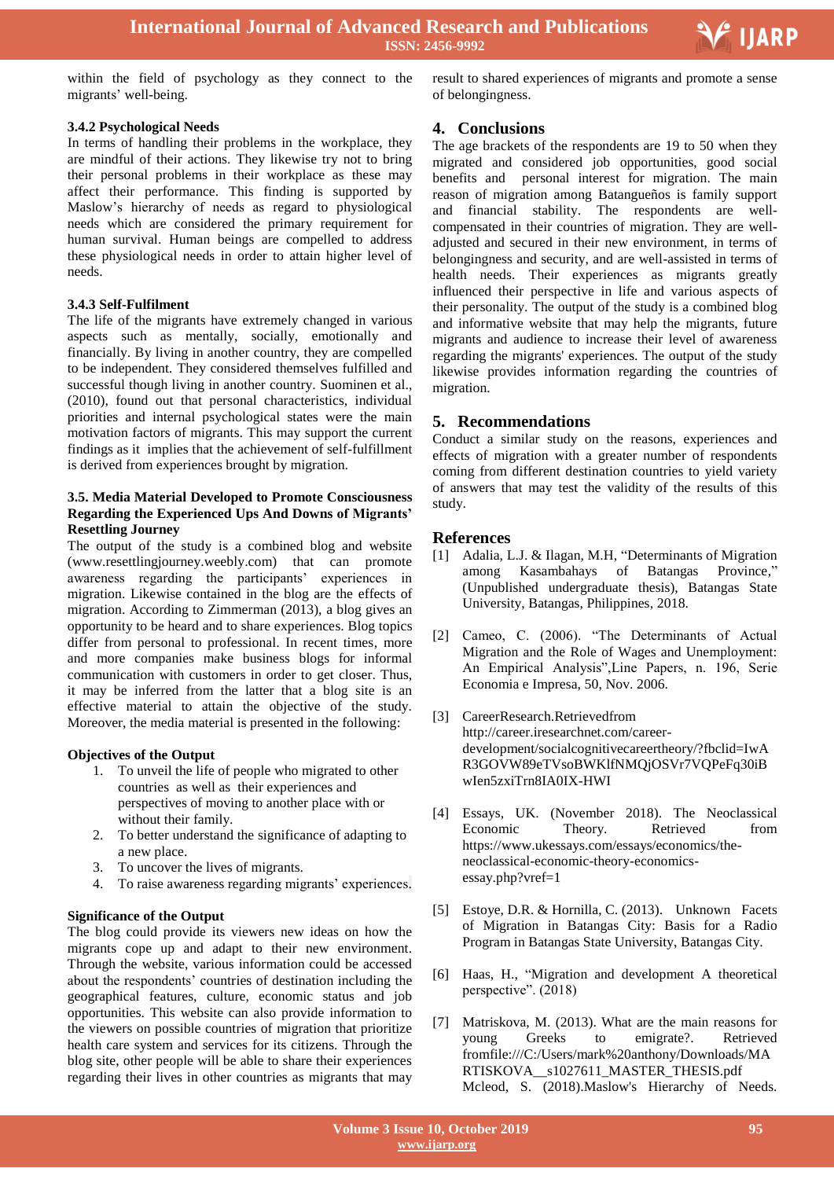within the field of psychology as they connect to the migrants' well-being.

### 3.4.2 Psychological Needs

In terms of handling their problems in the workplace, they are mindful of their actions. They likewise try not to bring their personal problems in their workplace as these may affect their performance. This finding is supported by Maslow's hierarchy of needs as regard to physiological needs which are considered the primary requirement for human survival. Human beings are compelled to address these physiological needs in order to attain higher level of needs.

### 3.4.3 Self-Fulfilment

The life of the migrants have extremely changed in various aspects such as mentally, socially, emotionally and financially. By living in another country, they are compelled to be independent. They considered themselves fulfilled and successful though living in another country. Suominen et al., (2010), found out that personal characteristics, individual priorities and internal psychological states were the main motivation factors of migrants. This may support the current findings as it implies that the achievement of self-fulfillment is derived from experiences brought by migration.

### 3.5. Media Material Developed to Promote Consciousness Regarding the Experienced Ups And Downs of Migrants' Resettling Journey

The output of the study is a combined blog and website (www.resettlingjourney.weebly.com) that can promote awareness regarding the participants' experiences in migration. Likewise contained in the blog are the effects of migration. According to Zimmerman (2013), a blog gives an opportunity to be heard and to share experiences. Blog topics differ from personal to professional. In recent times, more and more companies make business blogs for informal communication with customers in order to get closer. Thus, it may be inferred from the latter that a blog site is an effective material to attain the objective of the study. Moreover, the media material is presented in the following:

**Objectives of the Output**

1. To unveil the life of people who migrated to other countries as well as their experiences and perspectives of moving to another place with or without their family.
2. To better understand the significance of adapting to a new place.
3. To uncover the lives of migrants.
4. To raise awareness regarding migrants' experiences.

**Significance of the Output**

The blog could provide its viewers new ideas on how the migrants cope up and adapt to their new environment. Through the website, various information could be accessed about the respondents' countries of destination including the geographical features, culture, economic status and job opportunities. This website can also provide information to the viewers on possible countries of migration that prioritize health care system and services for its citizens. Through the blog site, other people will be able to share their experiences regarding their lives in other countries as migrants that may result to shared experiences of migrants and promote a sense of belongingness.

## 4. Conclusions

The age brackets of the respondents are 19 to 50 when they migrated and considered job opportunities, good social benefits and personal interest for migration. The main reason of migration among Batangueños is family support and financial stability. The respondents are well-compensated in their countries of migration. They are well-adjusted and secured in their new environment, in terms of belongingness and security, and are well-assisted in terms of health needs. Their experiences as migrants greatly influenced their perspective in life and various aspects of their personality. The output of the study is a combined blog and informative website that may help the migrants, future migrants and audience to increase their level of awareness regarding the migrants' experiences. The output of the study likewise provides information regarding the countries of migration.

## 5. Recommendations

Conduct a similar study on the reasons, experiences and effects of migration with a greater number of respondents coming from different destination countries to yield variety of answers that may test the validity of the results of this study.

## References

[1] Adalia, L.J. & Ilagan, M.H, "Determinants of Migration among Kasambahays of Batangas Province," (Unpublished undergraduate thesis), Batangas State University, Batangas, Philippines, 2018.

[2] Cameo, C. (2006). "The Determinants of Actual Migration and the Role of Wages and Unemployment: An Empirical Analysis",Line Papers, n. 196, Serie Economia e Impresa, 50, Nov. 2006.

[3] CareerResearch.Retrievedfrom http://career.iresearchnet.com/career-development/socialcognitivecareertheory/?fbclid=IwAR3GOVW89eTVsoBWKlfNMQjOSVr7VQPeFq30iBwIen5zxiTrn8IA0IX-HWI

[4] Essays, UK. (November 2018). The Neoclassical Economic Theory. Retrieved from https://www.ukessays.com/essays/economics/the-neoclassical-economic-theory-economics-essay.php?vref=1

[5] Estoye, D.R. & Hornilla, C. (2013). Unknown Facets of Migration in Batangas City: Basis for a Radio Program in Batangas State University, Batangas City.

[6] Haas, H., "Migration and development A theoretical perspective". (2018)

[7] Matriskova, M. (2013). What are the main reasons for young Greeks to emigrate?. Retrieved fromfile:///C:/Users/mark%20anthony/Downloads/MATRISKOVA__s1027611_MASTER_THESIS.pdf
Mcleod, S. (2018).Maslow's Hierarchy of Needs.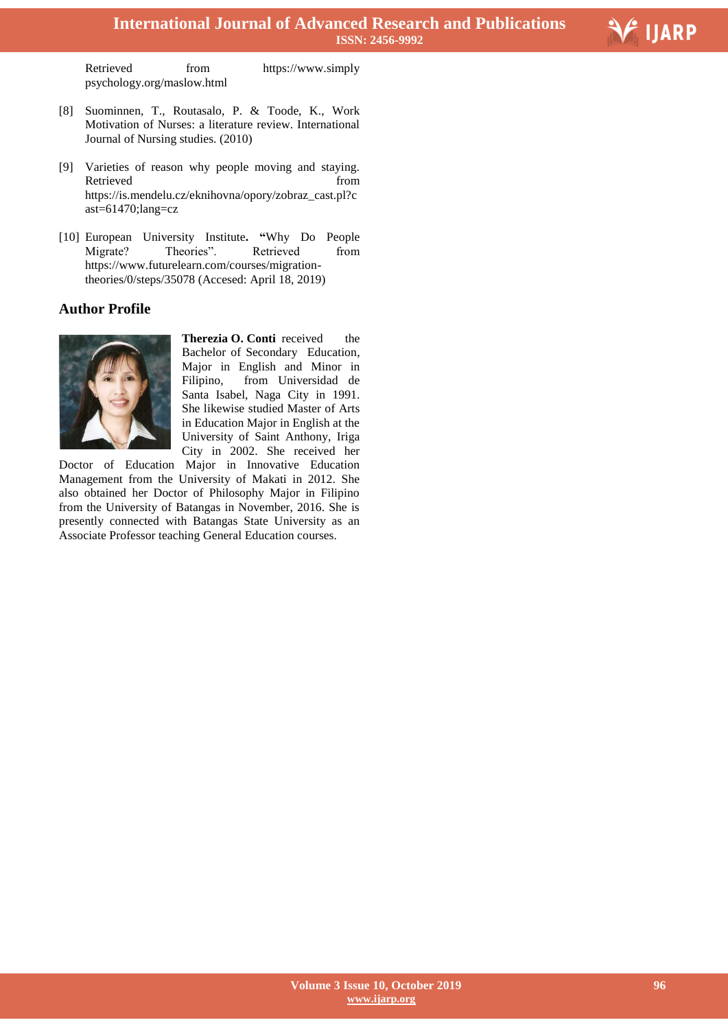Retrieved from https://www.simplypsychology.org/maslow.html

[8] Suominnen, T., Routasalo, P. & Toode, K., Work Motivation of Nurses: a literature review. International Journal of Nursing studies. (2010)

[9] Varieties of reason why people moving and staying. Retrieved from https://is.mendelu.cz/eknihovna/opory/zobraz_cast.pl?cast=61470;lang=cz

[10] European University Institute**.** **"**Why Do People Migrate? Theories". Retrieved from https://www.futurelearn.com/courses/migration-theories/0/steps/35078 (Accesed: April 18, 2019)

## Author Profile

**Therezia O. Conti** received the Bachelor of Secondary Education, Major in English and Minor in Filipino, from Universidad de Santa Isabel, Naga City in 1991. She likewise studied Master of Arts in Education Major in English at the University of Saint Anthony, Iriga City in 2002. She received her Doctor of Education Major in Innovative Education Management from the University of Makati in 2012. She also obtained her Doctor of Philosophy Major in Filipino from the University of Batangas in November, 2016. She is presently connected with Batangas State University as an Associate Professor teaching General Education courses.